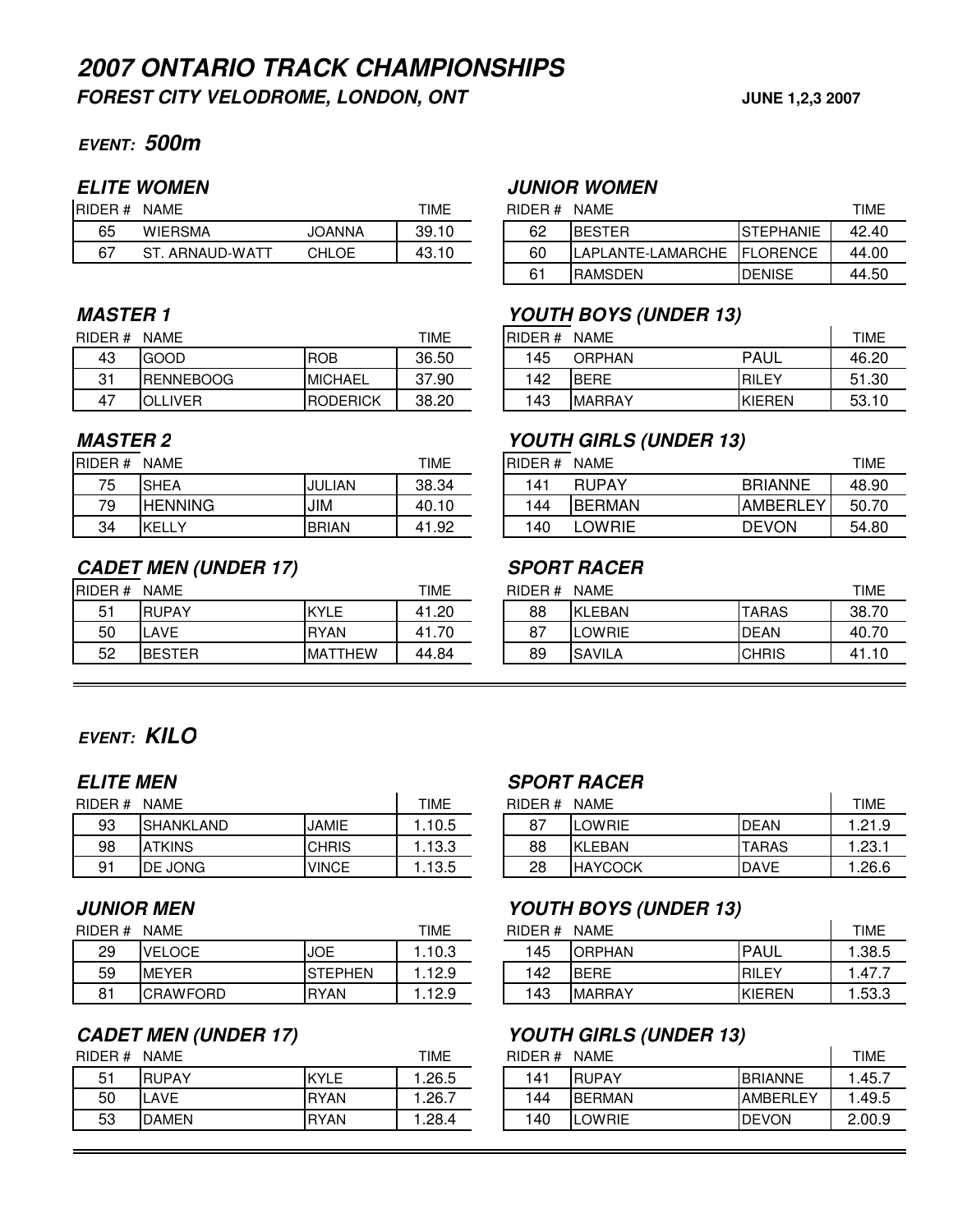# *2007 ONTARIO TRACK CHAMPIONSHIPS*

***FOREST CITY VELODROME, LONDON, ONT*** **JUNE 1,2,3 2007**

## *EVENT:* *500m*

### *ELITE WOMEN*

| RIDER # | NAME | | TIME |
|---|---|---|---|
| 65 | WIERSMA | JOANNA | 39.10 |
| 67 | ST. ARNAUD-WATT | CHLOE | 43.10 |

### *JUNIOR WOMEN*

| RIDER # | NAME | | TIME |
|---|---|---|---|
| 62 | BESTER | STEPHANIE | 42.40 |
| 60 | LAPLANTE-LAMARCHE | FLORENCE | 44.00 |
| 61 | RAMSDEN | DENISE | 44.50 |

### *MASTER 1*

| RIDER # | NAME | | TIME |
|---|---|---|---|
| 43 | GOOD | ROB | 36.50 |
| 31 | RENNEBOOG | MICHAEL | 37.90 |
| 47 | OLLIVER | RODERICK | 38.20 |

### *YOUTH BOYS (UNDER 13)*

| RIDER # | NAME | | TIME |
|---|---|---|---|
| 145 | ORPHAN | PAUL | 46.20 |
| 142 | BERE | RILEY | 51.30 |
| 143 | MARRAY | KIEREN | 53.10 |

### *MASTER 2*

| RIDER # | NAME | | TIME |
|---|---|---|---|
| 75 | SHEA | JULIAN | 38.34 |
| 79 | HENNING | JIM | 40.10 |
| 34 | KELLY | BRIAN | 41.92 |

### *YOUTH GIRLS (UNDER 13)*

| RIDER # | NAME | | TIME |
|---|---|---|---|
| 141 | RUPAY | BRIANNE | 48.90 |
| 144 | BERMAN | AMBERLEY | 50.70 |
| 140 | LOWRIE | DEVON | 54.80 |

### *CADET MEN (UNDER 17)*

| RIDER # | NAME | | TIME |
|---|---|---|---|
| 51 | RUPAY | KYLE | 41.20 |
| 50 | LAVE | RYAN | 41.70 |
| 52 | BESTER | MATTHEW | 44.84 |

### *SPORT RACER*

| RIDER # | NAME | | TIME |
|---|---|---|---|
| 88 | KLEBAN | TARAS | 38.70 |
| 87 | LOWRIE | DEAN | 40.70 |
| 89 | SAVILA | CHRIS | 41.10 |

## *EVENT:* *KILO*

### *ELITE MEN*

| RIDER # | NAME | | TIME |
|---|---|---|---|
| 93 | SHANKLAND | JAMIE | 1.10.5 |
| 98 | ATKINS | CHRIS | 1.13.3 |
| 91 | DE JONG | VINCE | 1.13.5 |

### *SPORT RACER*

| RIDER # | NAME | | TIME |
|---|---|---|---|
| 87 | LOWRIE | DEAN | 1.21.9 |
| 88 | KLEBAN | TARAS | 1.23.1 |
| 28 | HAYCOCK | DAVE | 1.26.6 |

### *JUNIOR MEN*

| RIDER # | NAME | | TIME |
|---|---|---|---|
| 29 | VELOCE | JOE | 1.10.3 |
| 59 | MEYER | STEPHEN | 1.12.9 |
| 81 | CRAWFORD | RYAN | 1.12.9 |

### *YOUTH BOYS (UNDER 13)*

| RIDER # | NAME | | TIME |
|---|---|---|---|
| 145 | ORPHAN | PAUL | 1.38.5 |
| 142 | BERE | RILEY | 1.47.7 |
| 143 | MARRAY | KIEREN | 1.53.3 |

### *CADET MEN (UNDER 17)*

| RIDER # | NAME | | TIME |
|---|---|---|---|
| 51 | RUPAY | KYLE | 1.26.5 |
| 50 | LAVE | RYAN | 1.26.7 |
| 53 | DAMEN | RYAN | 1.28.4 |

### *YOUTH GIRLS (UNDER 13)*

| RIDER # | NAME | | TIME |
|---|---|---|---|
| 141 | RUPAY | BRIANNE | 1.45.7 |
| 144 | BERMAN | AMBERLEY | 1.49.5 |
| 140 | LOWRIE | DEVON | 2.00.9 |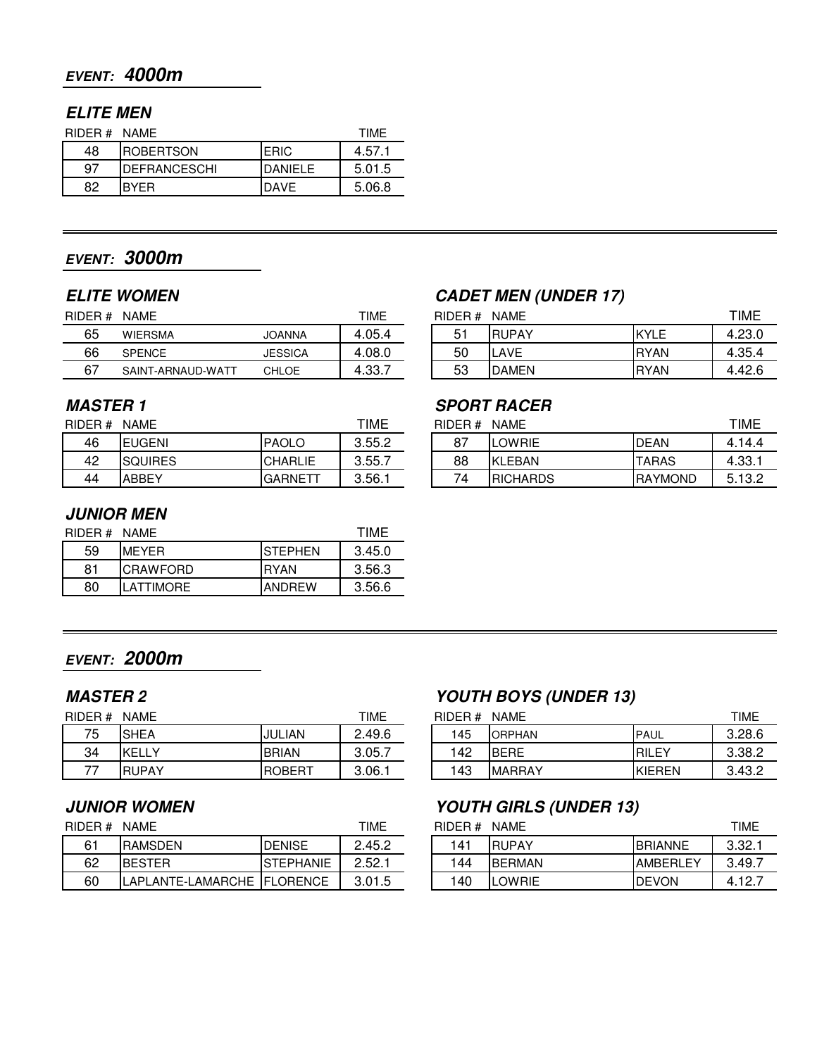## EVENT: 4000m

### ELITE MEN

| RIDER # | NAME | | TIME |
|---|---|---|---|
| 48 | ROBERTSON | ERIC | 4.57.1 |
| 97 | DEFRANCESCHI | DANIELE | 5.01.5 |
| 82 | BYER | DAVE | 5.06.8 |

---

## EVENT: 3000m

### ELITE WOMEN

| RIDER # | NAME | | TIME |
|---|---|---|---|
| 65 | WIERSMA | JOANNA | 4.05.4 |
| 66 | SPENCE | JESSICA | 4.08.0 |
| 67 | SAINT-ARNAUD-WATT | CHLOE | 4.33.7 |

### CADET MEN (UNDER 17)

| RIDER # | NAME | | TIME |
|---|---|---|---|
| 51 | RUPAY | KYLE | 4.23.0 |
| 50 | LAVE | RYAN | 4.35.4 |
| 53 | DAMEN | RYAN | 4.42.6 |

### MASTER 1

| RIDER # | NAME | | TIME |
|---|---|---|---|
| 46 | EUGENI | PAOLO | 3.55.2 |
| 42 | SQUIRES | CHARLIE | 3.55.7 |
| 44 | ABBEY | GARNETT | 3.56.1 |

### SPORT RACER

| RIDER # | NAME | | TIME |
|---|---|---|---|
| 87 | LOWRIE | DEAN | 4.14.4 |
| 88 | KLEBAN | TARAS | 4.33.1 |
| 74 | RICHARDS | RAYMOND | 5.13.2 |

### JUNIOR MEN

| RIDER # | NAME | | TIME |
|---|---|---|---|
| 59 | MEYER | STEPHEN | 3.45.0 |
| 81 | CRAWFORD | RYAN | 3.56.3 |
| 80 | LATTIMORE | ANDREW | 3.56.6 |

---

## EVENT: 2000m

### MASTER 2

| RIDER # | NAME | | TIME |
|---|---|---|---|
| 75 | SHEA | JULIAN | 2.49.6 |
| 34 | KELLY | BRIAN | 3.05.7 |
| 77 | RUPAY | ROBERT | 3.06.1 |

### YOUTH BOYS (UNDER 13)

| RIDER # | NAME | | TIME |
|---|---|---|---|
| 145 | ORPHAN | PAUL | 3.28.6 |
| 142 | BERE | RILEY | 3.38.2 |
| 143 | MARRAY | KIEREN | 3.43.2 |

### JUNIOR WOMEN

| RIDER # | NAME | | TIME |
|---|---|---|---|
| 61 | RAMSDEN | DENISE | 2.45.2 |
| 62 | BESTER | STEPHANIE | 2.52.1 |
| 60 | LAPLANTE-LAMARCHE | FLORENCE | 3.01.5 |

### YOUTH GIRLS (UNDER 13)

| RIDER # | NAME | | TIME |
|---|---|---|---|
| 141 | RUPAY | BRIANNE | 3.32.1 |
| 144 | BERMAN | AMBERLEY | 3.49.7 |
| 140 | LOWRIE | DEVON | 4.12.7 |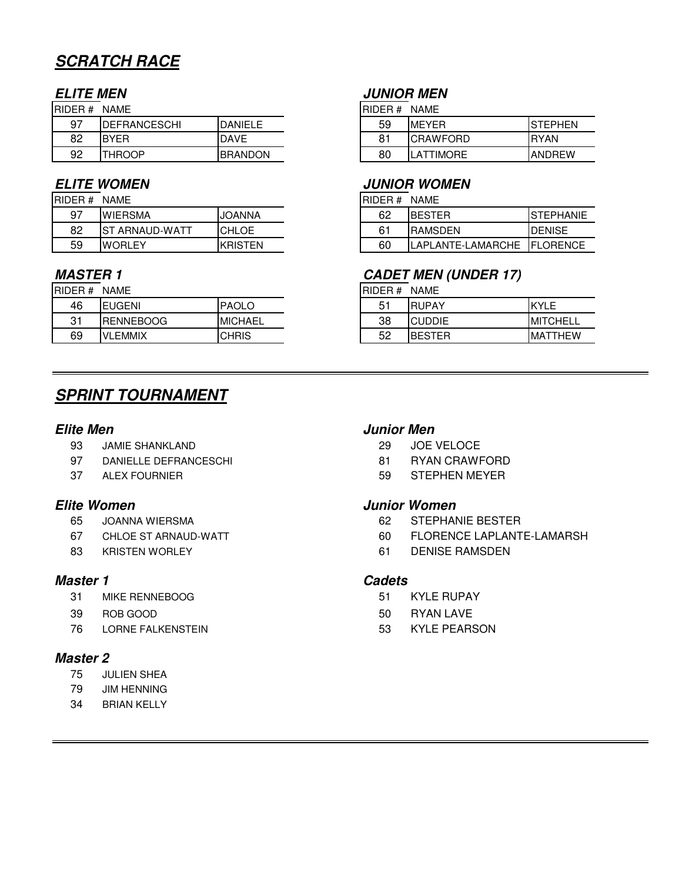# SCRATCH RACE

### ELITE MEN

| RIDER # | NAME | |
|---|---|---|
| 97 | DEFRANCESCHI | DANIELE |
| 82 | BYER | DAVE |
| 92 | THROOP | BRANDON |

### JUNIOR MEN

| RIDER # | NAME | |
|---|---|---|
| 59 | MEYER | STEPHEN |
| 81 | CRAWFORD | RYAN |
| 80 | LATTIMORE | ANDREW |

### ELITE WOMEN

| RIDER # | NAME | |
|---|---|---|
| 97 | WIERSMA | JOANNA |
| 82 | ST ARNAUD-WATT | CHLOE |
| 59 | WORLEY | KRISTEN |

### JUNIOR WOMEN

| RIDER # | NAME | |
|---|---|---|
| 62 | BESTER | STEPHANIE |
| 61 | RAMSDEN | DENISE |
| 60 | LAPLANTE-LAMARCHE | FLORENCE |

### MASTER 1

| RIDER # | NAME | |
|---|---|---|
| 46 | EUGENI | PAOLO |
| 31 | RENNEBOOG | MICHAEL |
| 69 | VLEMMIX | CHRIS |

### CADET MEN (UNDER 17)

| RIDER # | NAME | |
|---|---|---|
| 51 | RUPAY | KYLE |
| 38 | CUDDIE | MITCHELL |
| 52 | BESTER | MATTHEW |

---

# SPRINT TOURNAMENT

### Elite Men

- 93 JAMIE SHANKLAND
- 97 DANIELLE DEFRANCESCHI
- 37 ALEX FOURNIER

### Junior Men

- 29 JOE VELOCE
- 81 RYAN CRAWFORD
- 59 STEPHEN MEYER

### Elite Women

- 65 JOANNA WIERSMA
- 67 CHLOE ST ARNAUD-WATT
- 83 KRISTEN WORLEY

### Junior Women

- 62 STEPHANIE BESTER
- 60 FLORENCE LAPLANTE-LAMARSH
- 61 DENISE RAMSDEN

### Master 1

- 31 MIKE RENNEBOOG
- 39 ROB GOOD
- 76 LORNE FALKENSTEIN

### Cadets

- 51 KYLE RUPAY
- 50 RYAN LAVE
- 53 KYLE PEARSON

### Master 2

- 75 JULIEN SHEA
- 79 JIM HENNING
- 34 BRIAN KELLY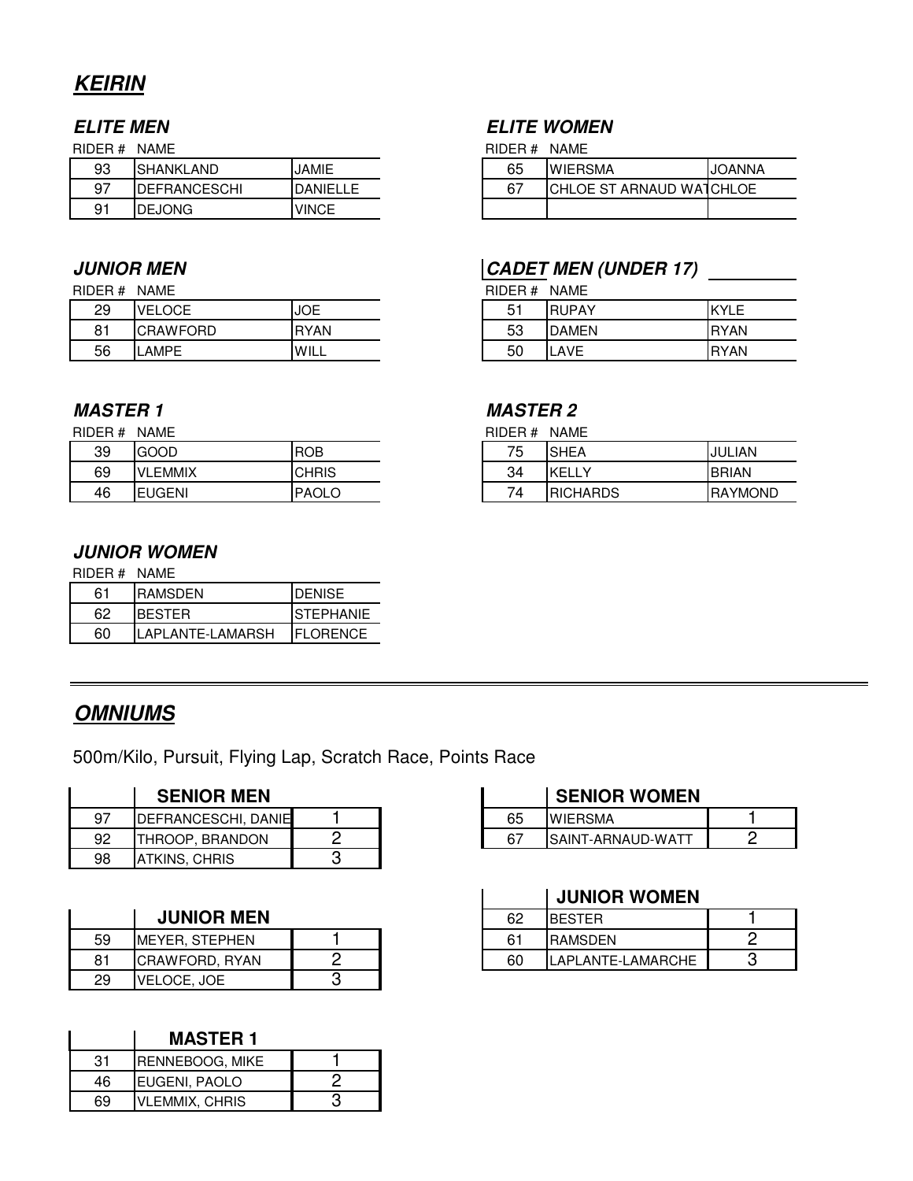# KEIRIN

### ELITE MEN

| RIDER # | NAME | |
|---|---|---|
| 93 | SHANKLAND | JAMIE |
| 97 | DEFRANCESCHI | DANIELLE |
| 91 | DEJONG | VINCE |

### ELITE WOMEN

| RIDER # | NAME | |
|---|---|---|
| 65 | WIERSMA | JOANNA |
| 67 | CHLOE ST ARNAUD WAT | CHLOE |
| | | |

### JUNIOR MEN

| RIDER # | NAME | |
|---|---|---|
| 29 | VELOCE | JOE |
| 81 | CRAWFORD | RYAN |
| 56 | LAMPE | WILL |

### CADET MEN (UNDER 17)

| RIDER # | NAME | |
|---|---|---|
| 51 | RUPAY | KYLE |
| 53 | DAMEN | RYAN |
| 50 | LAVE | RYAN |

### MASTER 1

| RIDER # | NAME | |
|---|---|---|
| 39 | GOOD | ROB |
| 69 | VLEMMIX | CHRIS |
| 46 | EUGENI | PAOLO |

### MASTER 2

| RIDER # | NAME | |
|---|---|---|
| 75 | SHEA | JULIAN |
| 34 | KELLY | BRIAN |
| 74 | RICHARDS | RAYMOND |

### JUNIOR WOMEN

| RIDER # | NAME | |
|---|---|---|
| 61 | RAMSDEN | DENISE |
| 62 | BESTER | STEPHANIE |
| 60 | LAPLANTE-LAMARSH | FLORENCE |

---

# OMNIUMS

500m/Kilo, Pursuit, Flying Lap, Scratch Race, Points Race

| | SENIOR MEN | |
|---|---|---|
| 97 | DEFRANCESCHI, DANIE | 1 |
| 92 | THROOP, BRANDON | 2 |
| 98 | ATKINS, CHRIS | 3 |

| | SENIOR WOMEN | |
|---|---|---|
| 65 | WIERSMA | 1 |
| 67 | SAINT-ARNAUD-WATT | 2 |

| | JUNIOR MEN | |
|---|---|---|
| 59 | MEYER, STEPHEN | 1 |
| 81 | CRAWFORD, RYAN | 2 |
| 29 | VELOCE, JOE | 3 |

| | JUNIOR WOMEN | |
|---|---|---|
| 62 | BESTER | 1 |
| 61 | RAMSDEN | 2 |
| 60 | LAPLANTE-LAMARCHE | 3 |

| | MASTER 1 | |
|---|---|---|
| 31 | RENNEBOOG, MIKE | 1 |
| 46 | EUGENI, PAOLO | 2 |
| 69 | VLEMMIX, CHRIS | 3 |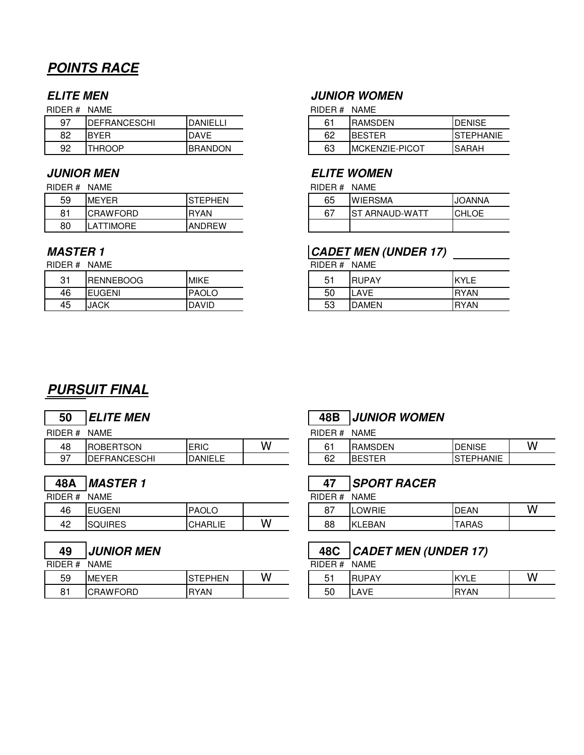## POINTS RACE

### ELITE MEN

| RIDER # | NAME | |
|---|---|---|
| 97 | DEFRANCESCHI | DANIELLI |
| 82 | BYER | DAVE |
| 92 | THROOP | BRANDON |

### JUNIOR WOMEN

| RIDER # | NAME | |
|---|---|---|
| 61 | RAMSDEN | DENISE |
| 62 | BESTER | STEPHANIE |
| 63 | MCKENZIE-PICOT | SARAH |

### JUNIOR MEN

| RIDER # | NAME | |
|---|---|---|
| 59 | MEYER | STEPHEN |
| 81 | CRAWFORD | RYAN |
| 80 | LATTIMORE | ANDREW |

### ELITE WOMEN

| RIDER # | NAME | |
|---|---|---|
| 65 | WIERSMA | JOANNA |
| 67 | ST ARNAUD-WATT | CHLOE |
| | | |

### MASTER 1

| RIDER # | NAME | |
|---|---|---|
| 31 | RENNEBOOG | MIKE |
| 46 | EUGENI | PAOLO |
| 45 | JACK | DAVID |

### CADET MEN (UNDER 17)

| RIDER # | NAME | |
|---|---|---|
| 51 | RUPAY | KYLE |
| 50 | LAVE | RYAN |
| 53 | DAMEN | RYAN |

## PURSUIT FINAL

### 50 ELITE MEN

| RIDER # | NAME | | |
|---|---|---|---|
| 48 | ROBERTSON | ERIC | W |
| 97 | DEFRANCESCHI | DANIELE | |

### 48B JUNIOR WOMEN

| RIDER # | NAME | | |
|---|---|---|---|
| 61 | RAMSDEN | DENISE | W |
| 62 | BESTER | STEPHANIE | |

### 48A MASTER 1

| RIDER # | NAME | | |
|---|---|---|---|
| 46 | EUGENI | PAOLO | |
| 42 | SQUIRES | CHARLIE | W |

### 47 SPORT RACER

| RIDER # | NAME | | |
|---|---|---|---|
| 87 | LOWRIE | DEAN | W |
| 88 | KLEBAN | TARAS | |

### 49 JUNIOR MEN

| RIDER # | NAME | | |
|---|---|---|---|
| 59 | MEYER | STEPHEN | W |
| 81 | CRAWFORD | RYAN | |

### 48C CADET MEN (UNDER 17)

| RIDER # | NAME | | |
|---|---|---|---|
| 51 | RUPAY | KYLE | W |
| 50 | LAVE | RYAN | |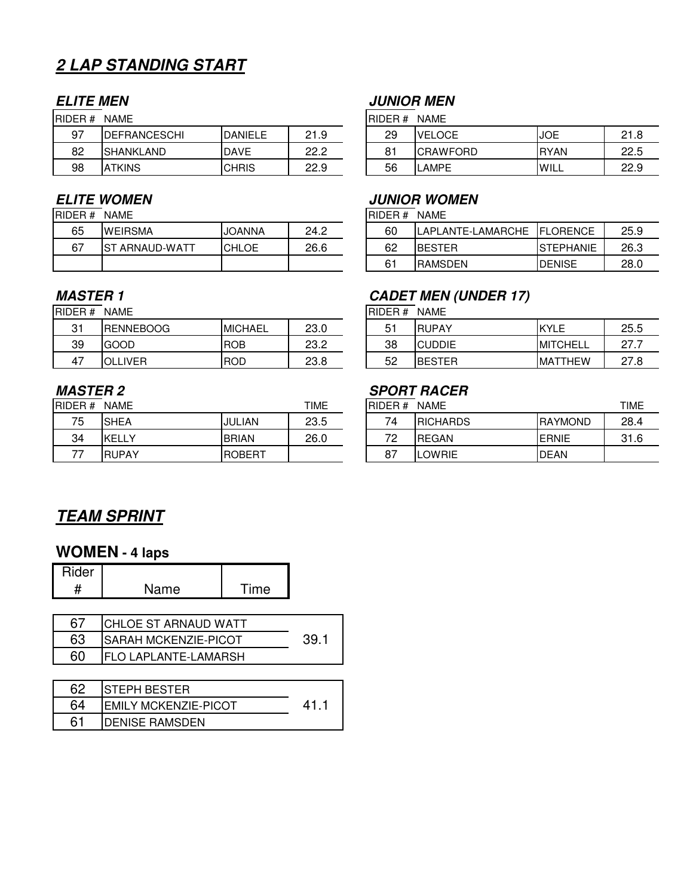# 2 LAP STANDING START

### ELITE MEN

| RIDER # | NAME | | |
|---|---|---|---|
| 97 | DEFRANCESCHI | DANIELE | 21.9 |
| 82 | SHANKLAND | DAVE | 22.2 |
| 98 | ATKINS | CHRIS | 22.9 |

### JUNIOR MEN

| RIDER # | NAME | | |
|---|---|---|---|
| 29 | VELOCE | JOE | 21.8 |
| 81 | CRAWFORD | RYAN | 22.5 |
| 56 | LAMPE | WILL | 22.9 |

### ELITE WOMEN

| RIDER # | NAME | | |
|---|---|---|---|
| 65 | WEIRSMA | JOANNA | 24.2 |
| 67 | ST ARNAUD-WATT | CHLOE | 26.6 |
| | | | |

### JUNIOR WOMEN

| RIDER # | NAME | | |
|---|---|---|---|
| 60 | LAPLANTE-LAMARCHE | FLORENCE | 25.9 |
| 62 | BESTER | STEPHANIE | 26.3 |
| 61 | RAMSDEN | DENISE | 28.0 |

### MASTER 1

| RIDER # | NAME | | |
|---|---|---|---|
| 31 | RENNEBOOG | MICHAEL | 23.0 |
| 39 | GOOD | ROB | 23.2 |
| 47 | OLLIVER | ROD | 23.8 |

### CADET MEN (UNDER 17)

| RIDER # | NAME | | |
|---|---|---|---|
| 51 | RUPAY | KYLE | 25.5 |
| 38 | CUDDIE | MITCHELL | 27.7 |
| 52 | BESTER | MATTHEW | 27.8 |

### MASTER 2

| RIDER # | NAME | | TIME |
|---|---|---|---|
| 75 | SHEA | JULIAN | 23.5 |
| 34 | KELLY | BRIAN | 26.0 |
| 77 | RUPAY | ROBERT | |

### SPORT RACER

| RIDER # | NAME | | TIME |
|---|---|---|---|
| 74 | RICHARDS | RAYMOND | 28.4 |
| 72 | REGAN | ERNIE | 31.6 |
| 87 | LOWRIE | DEAN | |

# TEAM SPRINT

## WOMEN - 4 laps

| Rider # | Name | Time |
|---|---|---|
| 67 | CHLOE ST ARNAUD WATT | 39.1 |
| 63 | SARAH MCKENZIE-PICOT | |
| 60 | FLO LAPLANTE-LAMARSH | |
| 62 | STEPH BESTER | 41.1 |
| 64 | EMILY MCKENZIE-PICOT | |
| 61 | DENISE RAMSDEN | |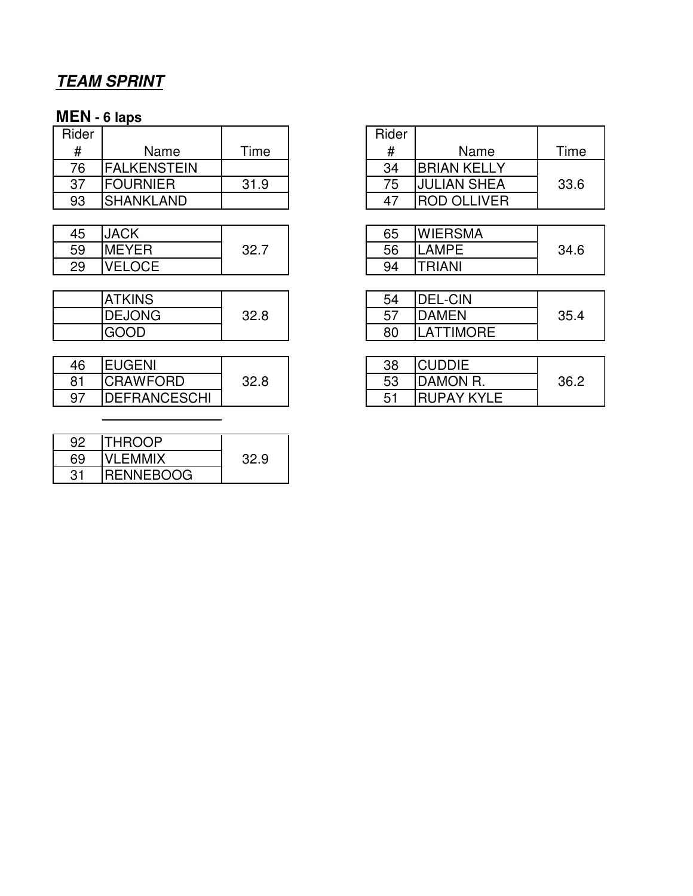## ***TEAM SPRINT***

### **MEN** - 6 laps

| Rider # | Name | Time |
|---|---|---|
| 76 | FALKENSTEIN | |
| 37 | FOURNIER | 31.9 |
| 93 | SHANKLAND | |

| | | |
|---|---|---|
| 45 | JACK | |
| 59 | MEYER | 32.7 |
| 29 | VELOCE | |

| | | |
|---|---|---|
| | ATKINS | |
| | DEJONG | 32.8 |
| | GOOD | |

| | | |
|---|---|---|
| 46 | EUGENI | |
| 81 | CRAWFORD | 32.8 |
| 97 | DEFRANCESCHI | |

| | | |
|---|---|---|
| 92 | THROOP | |
| 69 | VLEMMIX | 32.9 |
| 31 | RENNEBOOG | |

| Rider # | Name | Time |
|---|---|---|
| 34 | BRIAN KELLY | |
| 75 | JULIAN SHEA | 33.6 |
| 47 | ROD OLLIVER | |

| | | |
|---|---|---|
| 65 | WIERSMA | |
| 56 | LAMPE | 34.6 |
| 94 | TRIANI | |

| | | |
|---|---|---|
| 54 | DEL-CIN | |
| 57 | DAMEN | 35.4 |
| 80 | LATTIMORE | |

| | | |
|---|---|---|
| 38 | CUDDIE | |
| 53 | DAMON R. | 36.2 |
| 51 | RUPAY KYLE | |